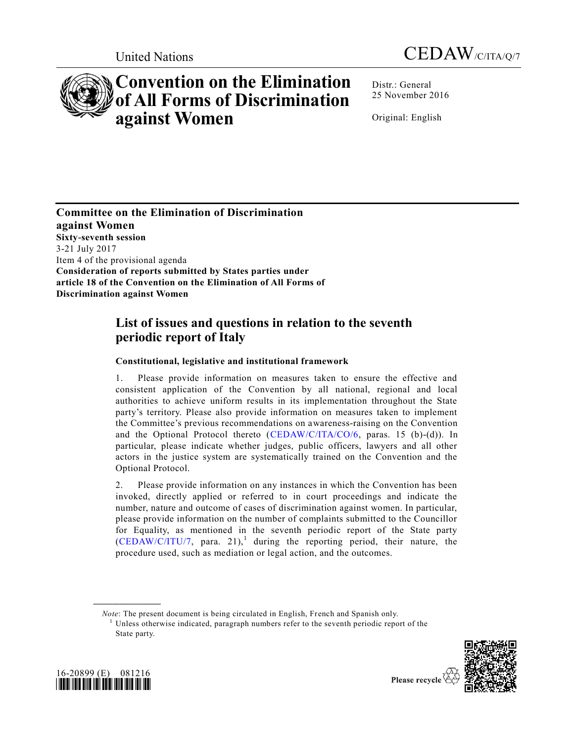United Nations

CEDAW/C/ITA/Q/7

# Convention on the Elimination of All Forms of Discrimination against Women

Distr.: General
25 November 2016

Original: English

**Committee on the Elimination of Discrimination against Women**
**Sixty-seventh session**
3-21 July 2017
Item 4 of the provisional agenda
**Consideration of reports submitted by States parties under article 18 of the Convention on the Elimination of All Forms of Discrimination against Women**

## List of issues and questions in relation to the seventh periodic report of Italy

### Constitutional, legislative and institutional framework

1. Please provide information on measures taken to ensure the effective and consistent application of the Convention by all national, regional and local authorities to achieve uniform results in its implementation throughout the State party's territory. Please also provide information on measures taken to implement the Committee's previous recommendations on awareness-raising on the Convention and the Optional Protocol thereto (CEDAW/C/ITA/CO/6, paras. 15 (b)-(d)). In particular, please indicate whether judges, public officers, lawyers and all other actors in the justice system are systematically trained on the Convention and the Optional Protocol.

2. Please provide information on any instances in which the Convention has been invoked, directly applied or referred to in court proceedings and indicate the number, nature and outcome of cases of discrimination against women. In particular, please provide information on the number of complaints submitted to the Councillor for Equality, as mentioned in the seventh periodic report of the State party (CEDAW/C/ITU/7, para. 21),[1] during the reporting period, their nature, the procedure used, such as mediation or legal action, and the outcomes.

*Note*: The present document is being circulated in English, French and Spanish only.

[1] Unless otherwise indicated, paragraph numbers refer to the seventh periodic report of the State party.

16-20899 (E) 081216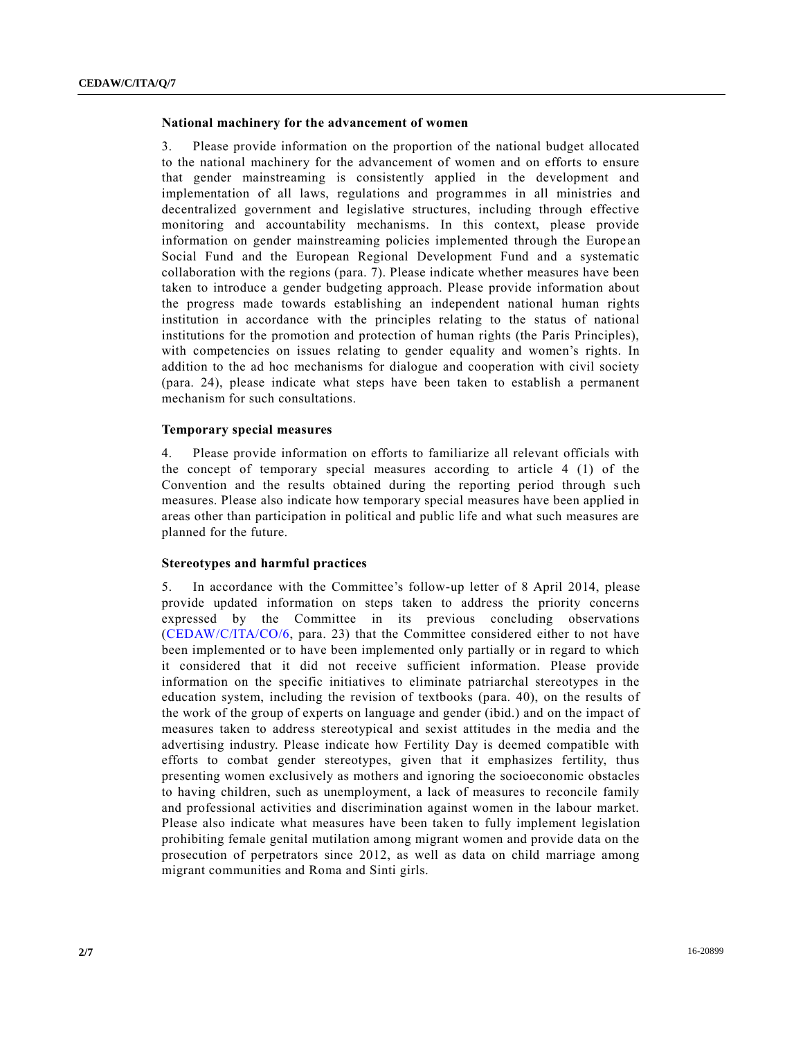### National machinery for the advancement of women

3. Please provide information on the proportion of the national budget allocated to the national machinery for the advancement of women and on efforts to ensure that gender mainstreaming is consistently applied in the development and implementation of all laws, regulations and programmes in all ministries and decentralized government and legislative structures, including through effective monitoring and accountability mechanisms. In this context, please provide information on gender mainstreaming policies implemented through the European Social Fund and the European Regional Development Fund and a systematic collaboration with the regions (para. 7). Please indicate whether measures have been taken to introduce a gender budgeting approach. Please provide information about the progress made towards establishing an independent national human rights institution in accordance with the principles relating to the status of national institutions for the promotion and protection of human rights (the Paris Principles), with competencies on issues relating to gender equality and women's rights. In addition to the ad hoc mechanisms for dialogue and cooperation with civil society (para. 24), please indicate what steps have been taken to establish a permanent mechanism for such consultations.

### Temporary special measures

4. Please provide information on efforts to familiarize all relevant officials with the concept of temporary special measures according to article 4 (1) of the Convention and the results obtained during the reporting period through such measures. Please also indicate how temporary special measures have been applied in areas other than participation in political and public life and what such measures are planned for the future.

### Stereotypes and harmful practices

5. In accordance with the Committee's follow-up letter of 8 April 2014, please provide updated information on steps taken to address the priority concerns expressed by the Committee in its previous concluding observations (CEDAW/C/ITA/CO/6, para. 23) that the Committee considered either to not have been implemented or to have been implemented only partially or in regard to which it considered that it did not receive sufficient information. Please provide information on the specific initiatives to eliminate patriarchal stereotypes in the education system, including the revision of textbooks (para. 40), on the results of the work of the group of experts on language and gender (ibid.) and on the impact of measures taken to address stereotypical and sexist attitudes in the media and the advertising industry. Please indicate how Fertility Day is deemed compatible with efforts to combat gender stereotypes, given that it emphasizes fertility, thus presenting women exclusively as mothers and ignoring the socioeconomic obstacles to having children, such as unemployment, a lack of measures to reconcile family and professional activities and discrimination against women in the labour market. Please also indicate what measures have been taken to fully implement legislation prohibiting female genital mutilation among migrant women and provide data on the prosecution of perpetrators since 2012, as well as data on child marriage among migrant communities and Roma and Sinti girls.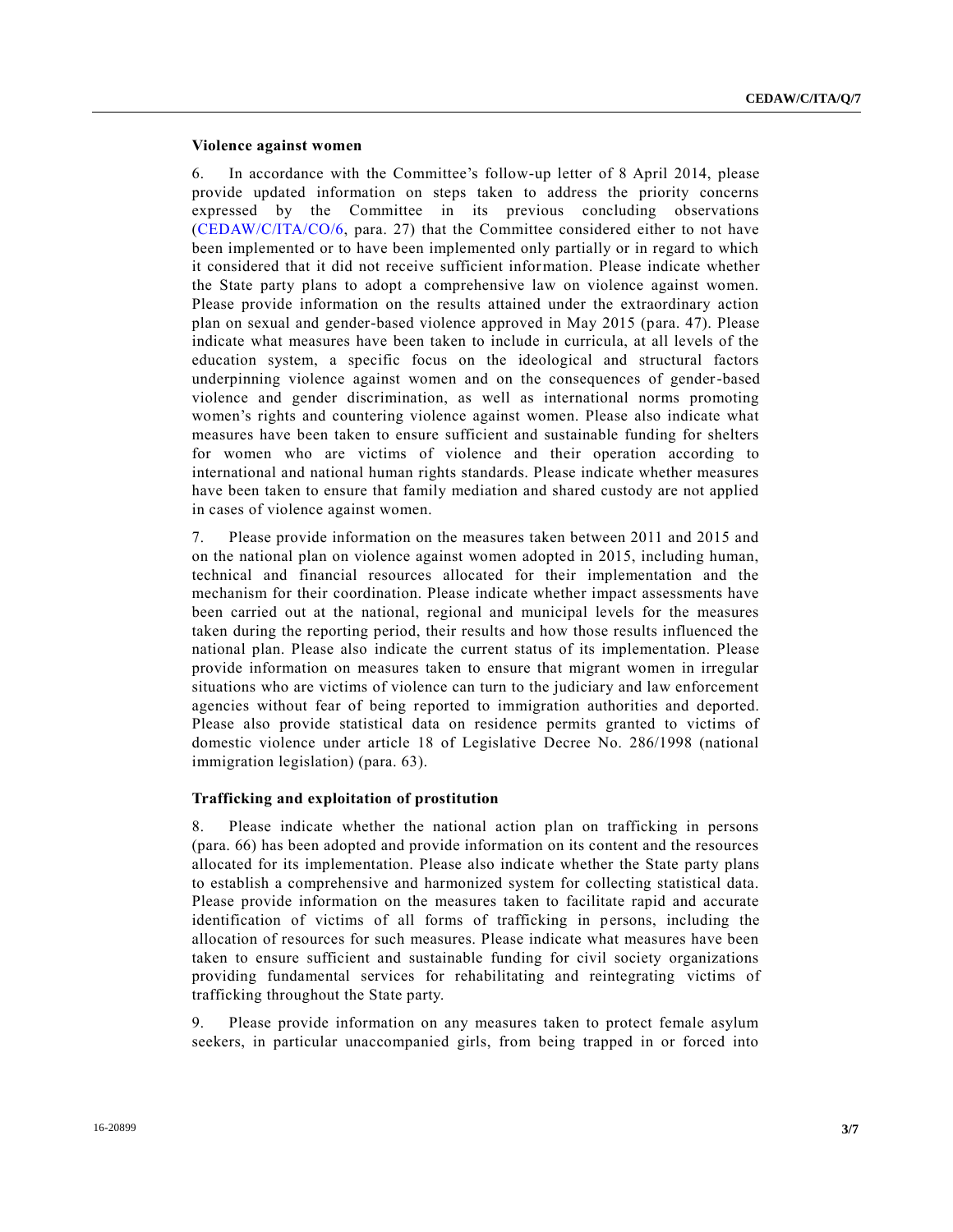### Violence against women

6. In accordance with the Committee's follow-up letter of 8 April 2014, please provide updated information on steps taken to address the priority concerns expressed by the Committee in its previous concluding observations (CEDAW/C/ITA/CO/6, para. 27) that the Committee considered either to not have been implemented or to have been implemented only partially or in regard to which it considered that it did not receive sufficient information. Please indicate whether the State party plans to adopt a comprehensive law on violence against women. Please provide information on the results attained under the extraordinary action plan on sexual and gender-based violence approved in May 2015 (para. 47). Please indicate what measures have been taken to include in curricula, at all levels of the education system, a specific focus on the ideological and structural factors underpinning violence against women and on the consequences of gender-based violence and gender discrimination, as well as international norms promoting women's rights and countering violence against women. Please also indicate what measures have been taken to ensure sufficient and sustainable funding for shelters for women who are victims of violence and their operation according to international and national human rights standards. Please indicate whether measures have been taken to ensure that family mediation and shared custody are not applied in cases of violence against women.

7. Please provide information on the measures taken between 2011 and 2015 and on the national plan on violence against women adopted in 2015, including human, technical and financial resources allocated for their implementation and the mechanism for their coordination. Please indicate whether impact assessments have been carried out at the national, regional and municipal levels for the measures taken during the reporting period, their results and how those results influenced the national plan. Please also indicate the current status of its implementation. Please provide information on measures taken to ensure that migrant women in irregular situations who are victims of violence can turn to the judiciary and law enforcement agencies without fear of being reported to immigration authorities and deported. Please also provide statistical data on residence permits granted to victims of domestic violence under article 18 of Legislative Decree No. 286/1998 (national immigration legislation) (para. 63).

### Trafficking and exploitation of prostitution

8. Please indicate whether the national action plan on trafficking in persons (para. 66) has been adopted and provide information on its content and the resources allocated for its implementation. Please also indicate whether the State party plans to establish a comprehensive and harmonized system for collecting statistical data. Please provide information on the measures taken to facilitate rapid and accurate identification of victims of all forms of trafficking in persons, including the allocation of resources for such measures. Please indicate what measures have been taken to ensure sufficient and sustainable funding for civil society organizations providing fundamental services for rehabilitating and reintegrating victims of trafficking throughout the State party.

9. Please provide information on any measures taken to protect female asylum seekers, in particular unaccompanied girls, from being trapped in or forced into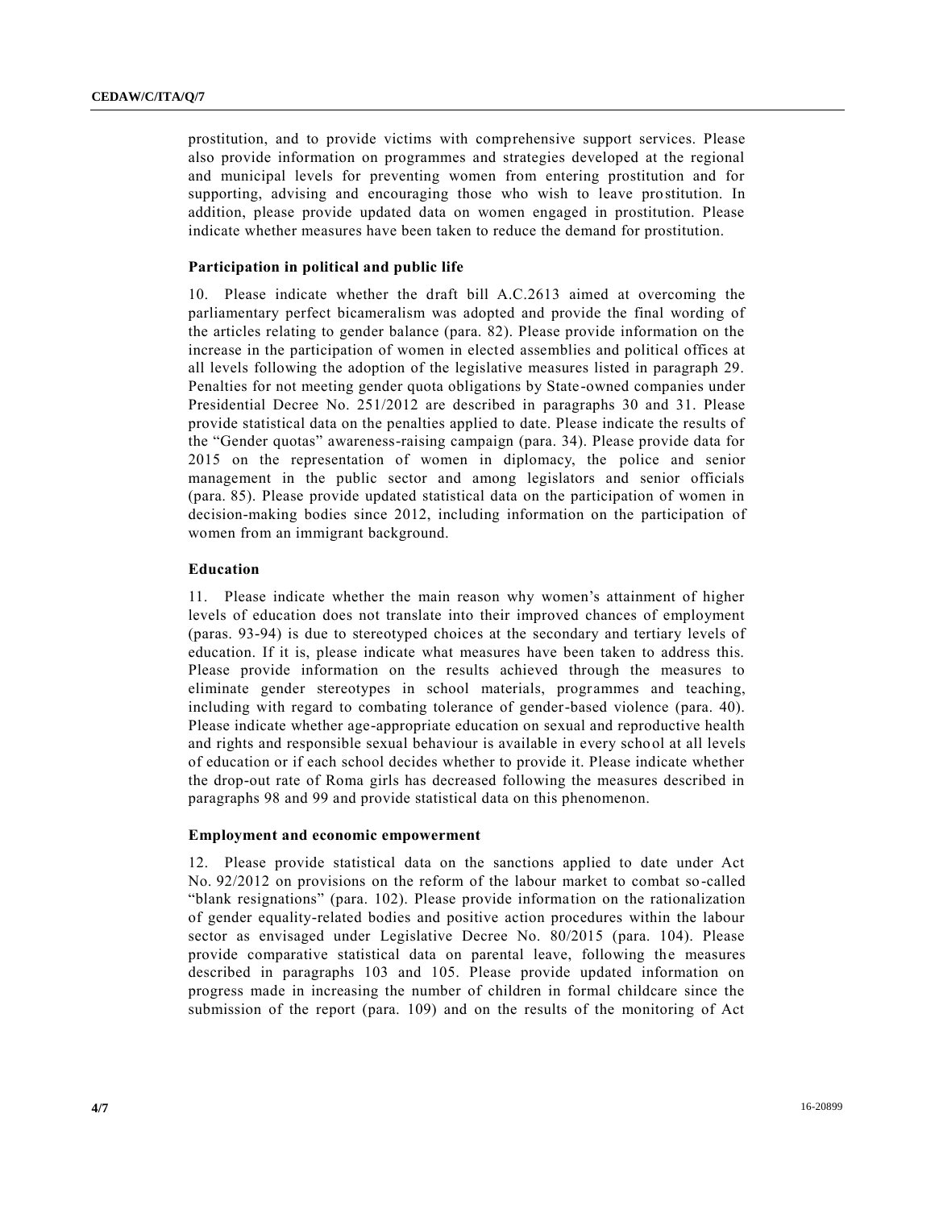prostitution, and to provide victims with comprehensive support services. Please also provide information on programmes and strategies developed at the regional and municipal levels for preventing women from entering prostitution and for supporting, advising and encouraging those who wish to leave prostitution. In addition, please provide updated data on women engaged in prostitution. Please indicate whether measures have been taken to reduce the demand for prostitution.

### Participation in political and public life

10. Please indicate whether the draft bill A.C.2613 aimed at overcoming the parliamentary perfect bicameralism was adopted and provide the final wording of the articles relating to gender balance (para. 82). Please provide information on the increase in the participation of women in elected assemblies and political offices at all levels following the adoption of the legislative measures listed in paragraph 29. Penalties for not meeting gender quota obligations by State-owned companies under Presidential Decree No. 251/2012 are described in paragraphs 30 and 31. Please provide statistical data on the penalties applied to date. Please indicate the results of the "Gender quotas" awareness-raising campaign (para. 34). Please provide data for 2015 on the representation of women in diplomacy, the police and senior management in the public sector and among legislators and senior officials (para. 85). Please provide updated statistical data on the participation of women in decision-making bodies since 2012, including information on the participation of women from an immigrant background.

### Education

11. Please indicate whether the main reason why women's attainment of higher levels of education does not translate into their improved chances of employment (paras. 93-94) is due to stereotyped choices at the secondary and tertiary levels of education. If it is, please indicate what measures have been taken to address this. Please provide information on the results achieved through the measures to eliminate gender stereotypes in school materials, programmes and teaching, including with regard to combating tolerance of gender-based violence (para. 40). Please indicate whether age-appropriate education on sexual and reproductive health and rights and responsible sexual behaviour is available in every school at all levels of education or if each school decides whether to provide it. Please indicate whether the drop-out rate of Roma girls has decreased following the measures described in paragraphs 98 and 99 and provide statistical data on this phenomenon.

### Employment and economic empowerment

12. Please provide statistical data on the sanctions applied to date under Act No. 92/2012 on provisions on the reform of the labour market to combat so-called "blank resignations" (para. 102). Please provide information on the rationalization of gender equality-related bodies and positive action procedures within the labour sector as envisaged under Legislative Decree No. 80/2015 (para. 104). Please provide comparative statistical data on parental leave, following the measures described in paragraphs 103 and 105. Please provide updated information on progress made in increasing the number of children in formal childcare since the submission of the report (para. 109) and on the results of the monitoring of Act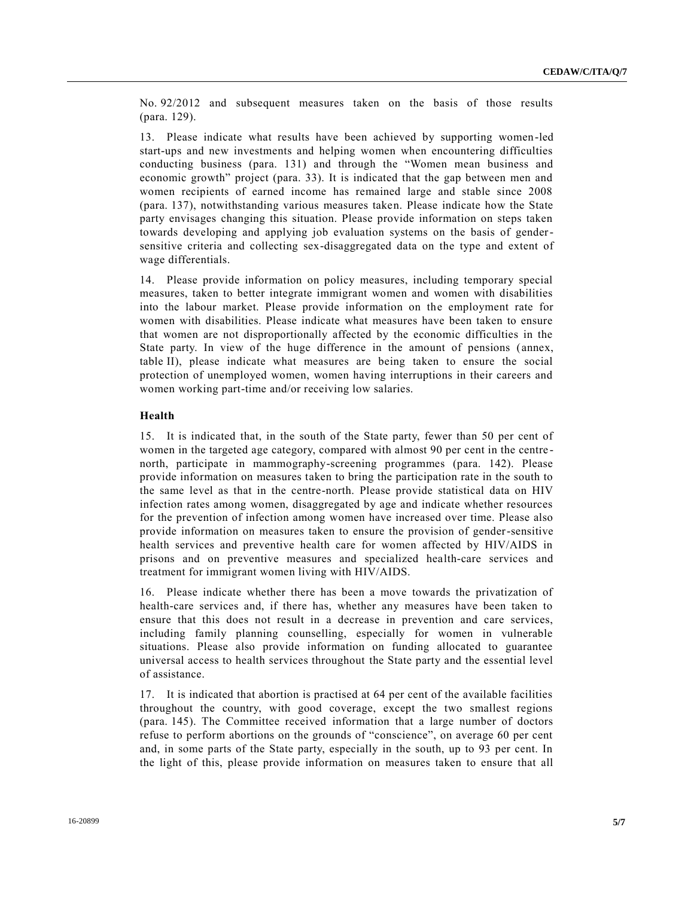No. 92/2012 and subsequent measures taken on the basis of those results (para. 129).

13. Please indicate what results have been achieved by supporting women-led start-ups and new investments and helping women when encountering difficulties conducting business (para. 131) and through the "Women mean business and economic growth" project (para. 33). It is indicated that the gap between men and women recipients of earned income has remained large and stable since 2008 (para. 137), notwithstanding various measures taken. Please indicate how the State party envisages changing this situation. Please provide information on steps taken towards developing and applying job evaluation systems on the basis of gender-sensitive criteria and collecting sex-disaggregated data on the type and extent of wage differentials.

14. Please provide information on policy measures, including temporary special measures, taken to better integrate immigrant women and women with disabilities into the labour market. Please provide information on the employment rate for women with disabilities. Please indicate what measures have been taken to ensure that women are not disproportionally affected by the economic difficulties in the State party. In view of the huge difference in the amount of pensions (annex, table II), please indicate what measures are being taken to ensure the social protection of unemployed women, women having interruptions in their careers and women working part-time and/or receiving low salaries.

### Health

15. It is indicated that, in the south of the State party, fewer than 50 per cent of women in the targeted age category, compared with almost 90 per cent in the centre-north, participate in mammography-screening programmes (para. 142). Please provide information on measures taken to bring the participation rate in the south to the same level as that in the centre-north. Please provide statistical data on HIV infection rates among women, disaggregated by age and indicate whether resources for the prevention of infection among women have increased over time. Please also provide information on measures taken to ensure the provision of gender-sensitive health services and preventive health care for women affected by HIV/AIDS in prisons and on preventive measures and specialized health-care services and treatment for immigrant women living with HIV/AIDS.

16. Please indicate whether there has been a move towards the privatization of health-care services and, if there has, whether any measures have been taken to ensure that this does not result in a decrease in prevention and care services, including family planning counselling, especially for women in vulnerable situations. Please also provide information on funding allocated to guarantee universal access to health services throughout the State party and the essential level of assistance.

17. It is indicated that abortion is practised at 64 per cent of the available facilities throughout the country, with good coverage, except the two smallest regions (para. 145). The Committee received information that a large number of doctors refuse to perform abortions on the grounds of "conscience", on average 60 per cent and, in some parts of the State party, especially in the south, up to 93 per cent. In the light of this, please provide information on measures taken to ensure that all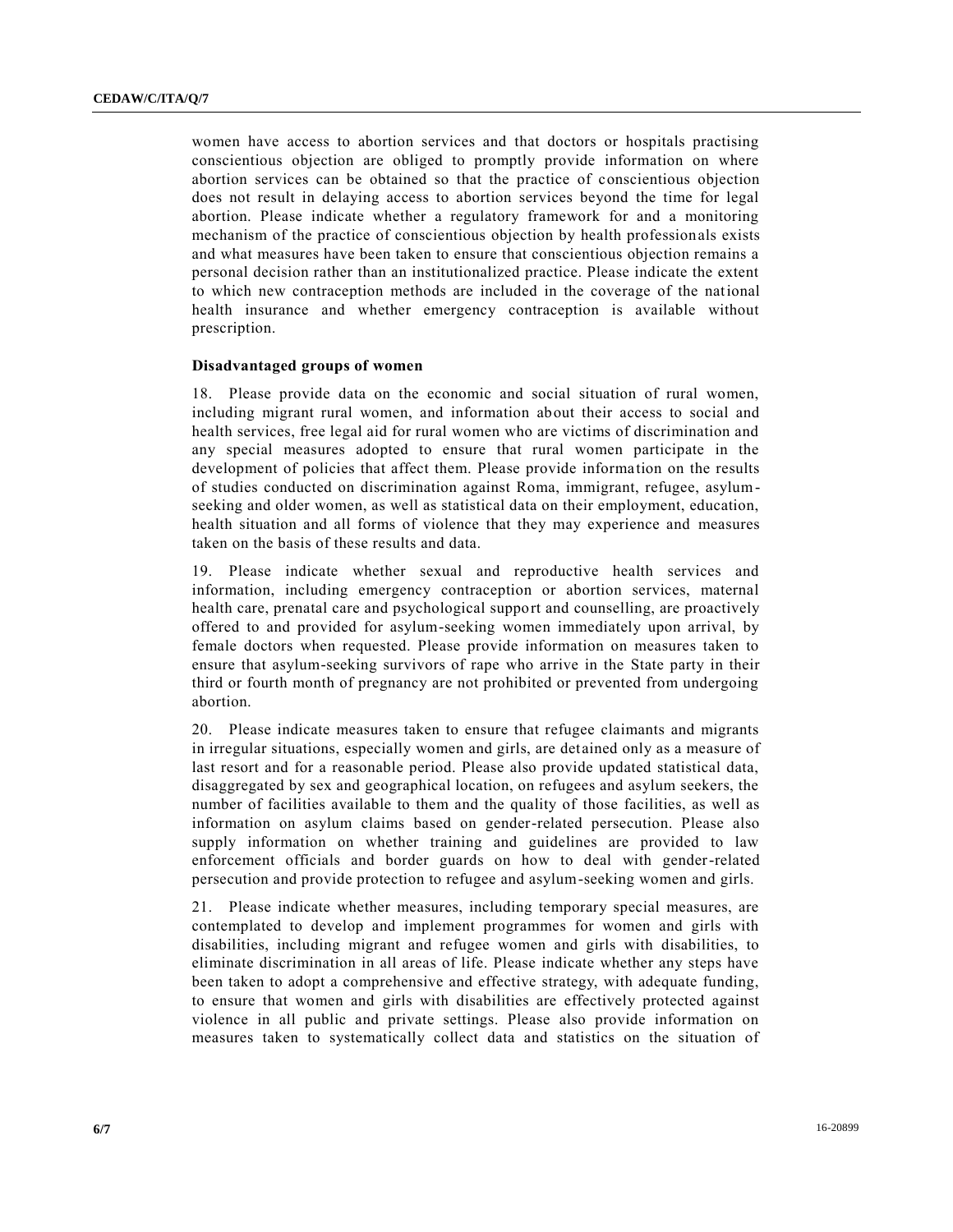women have access to abortion services and that doctors or hospitals practising conscientious objection are obliged to promptly provide information on where abortion services can be obtained so that the practice of conscientious objection does not result in delaying access to abortion services beyond the time for legal abortion. Please indicate whether a regulatory framework for and a monitoring mechanism of the practice of conscientious objection by health professionals exists and what measures have been taken to ensure that conscientious objection remains a personal decision rather than an institutionalized practice. Please indicate the extent to which new contraception methods are included in the coverage of the national health insurance and whether emergency contraception is available without prescription.

### Disadvantaged groups of women

18. Please provide data on the economic and social situation of rural women, including migrant rural women, and information about their access to social and health services, free legal aid for rural women who are victims of discrimination and any special measures adopted to ensure that rural women participate in the development of policies that affect them. Please provide information on the results of studies conducted on discrimination against Roma, immigrant, refugee, asylum-seeking and older women, as well as statistical data on their employment, education, health situation and all forms of violence that they may experience and measures taken on the basis of these results and data.

19. Please indicate whether sexual and reproductive health services and information, including emergency contraception or abortion services, maternal health care, prenatal care and psychological support and counselling, are proactively offered to and provided for asylum-seeking women immediately upon arrival, by female doctors when requested. Please provide information on measures taken to ensure that asylum-seeking survivors of rape who arrive in the State party in their third or fourth month of pregnancy are not prohibited or prevented from undergoing abortion.

20. Please indicate measures taken to ensure that refugee claimants and migrants in irregular situations, especially women and girls, are detained only as a measure of last resort and for a reasonable period. Please also provide updated statistical data, disaggregated by sex and geographical location, on refugees and asylum seekers, the number of facilities available to them and the quality of those facilities, as well as information on asylum claims based on gender-related persecution. Please also supply information on whether training and guidelines are provided to law enforcement officials and border guards on how to deal with gender-related persecution and provide protection to refugee and asylum-seeking women and girls.

21. Please indicate whether measures, including temporary special measures, are contemplated to develop and implement programmes for women and girls with disabilities, including migrant and refugee women and girls with disabilities, to eliminate discrimination in all areas of life. Please indicate whether any steps have been taken to adopt a comprehensive and effective strategy, with adequate funding, to ensure that women and girls with disabilities are effectively protected against violence in all public and private settings. Please also provide information on measures taken to systematically collect data and statistics on the situation of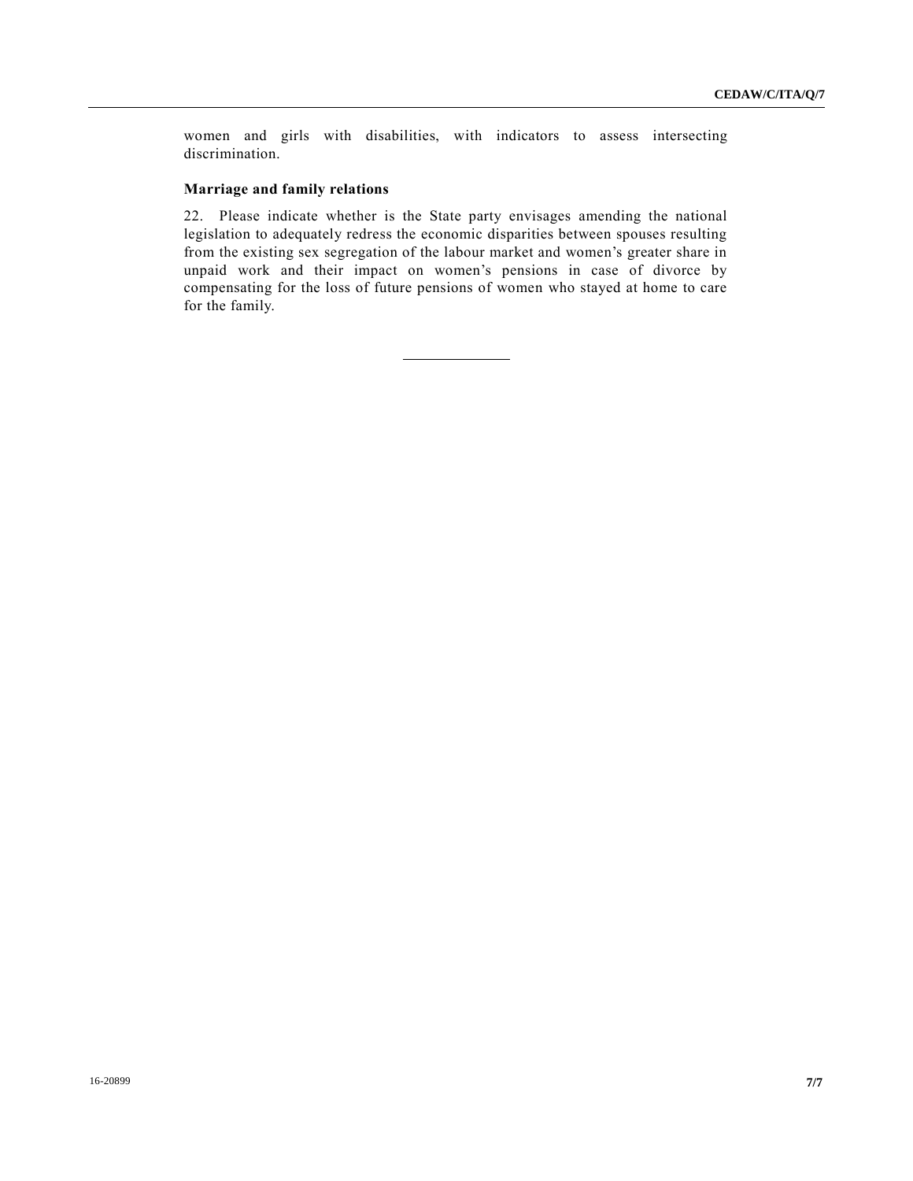women and girls with disabilities, with indicators to assess intersecting discrimination.

### Marriage and family relations

22. Please indicate whether is the State party envisages amending the national legislation to adequately redress the economic disparities between spouses resulting from the existing sex segregation of the labour market and women's greater share in unpaid work and their impact on women's pensions in case of divorce by compensating for the loss of future pensions of women who stayed at home to care for the family.